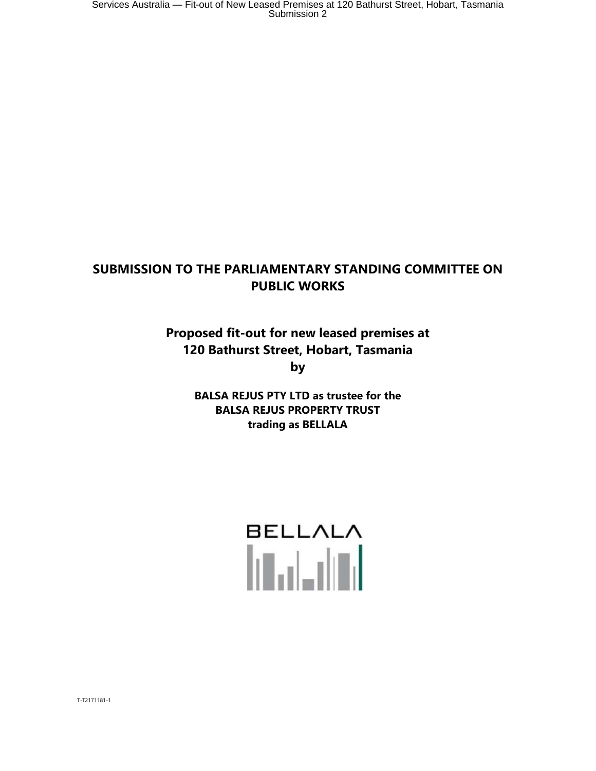# SUBMISSION TO THE PARLIAMENTARY STANDING COMMITTEE ON PUBLIC WORKS

## Proposed fit-out for new leased premises at 120 Bathurst Street, Hobart, Tasmania by

**BALSA REJUS PTY LTD as trustee for the BALSA REJUS PROPERTY TRUST trading as BELLALA**

BELLALA

T-T2171181-1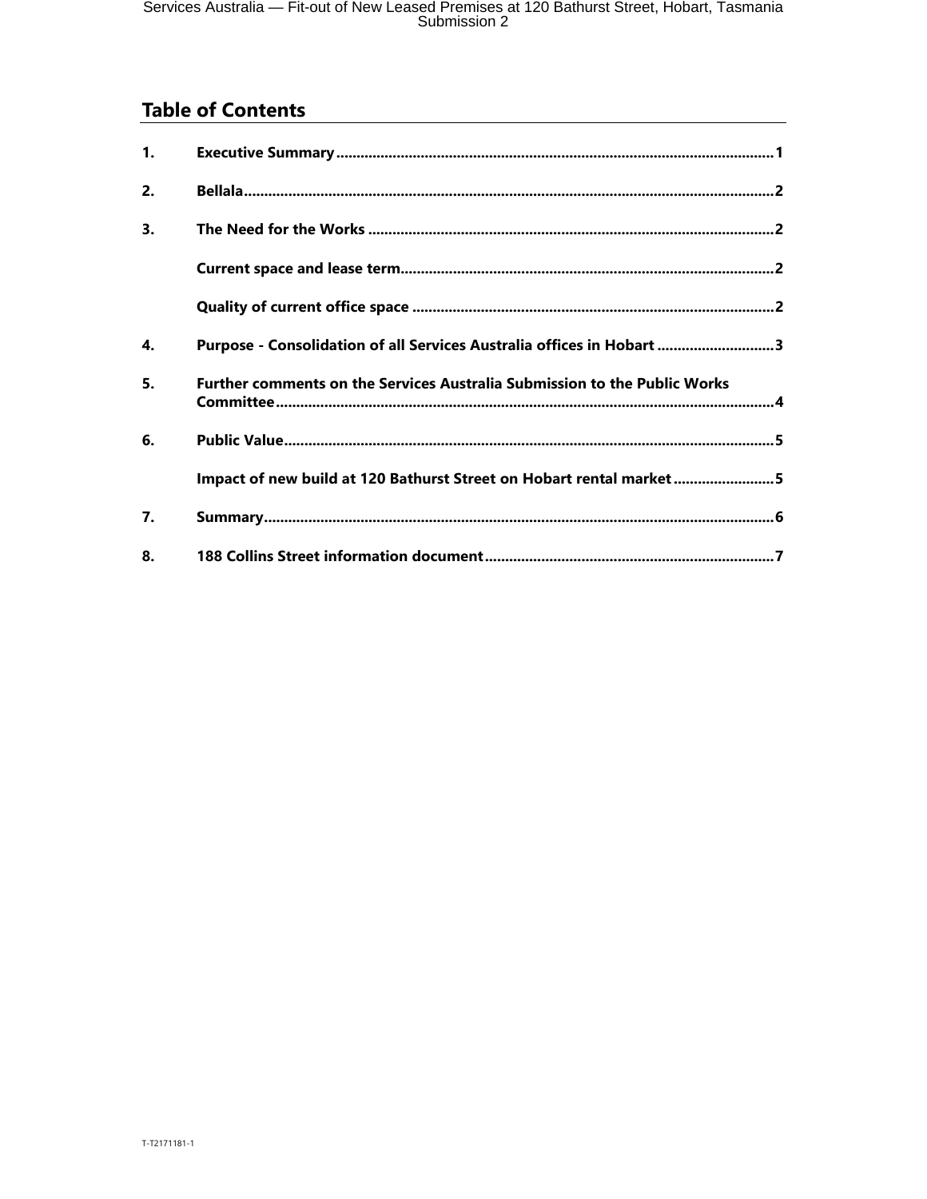## Table of Contents

1. Executive Summary ........ 1
2. Bellala ........ 2
3. The Need for the Works ........ 2
   - Current space and lease term ........ 2
   - Quality of current office space ........ 2
4. Purpose - Consolidation of all Services Australia offices in Hobart ........ 3
5. Further comments on the Services Australia Submission to the Public Works Committee ........ 4
6. Public Value ........ 5
   - Impact of new build at 120 Bathurst Street on Hobart rental market ........ 5
7. Summary ........ 6
8. 188 Collins Street information document ........ 7

T-T2171181-1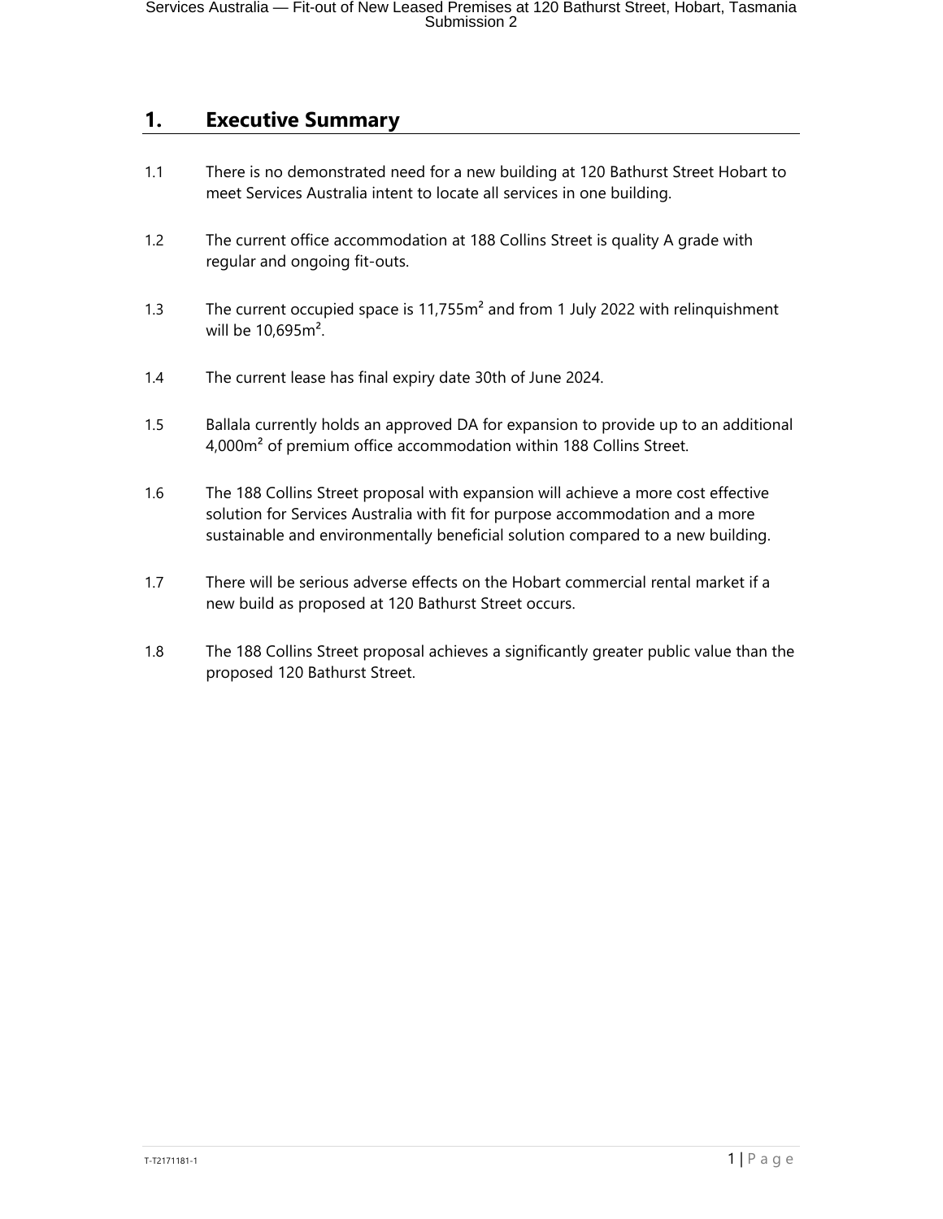# 1. Executive Summary

1.1 There is no demonstrated need for a new building at 120 Bathurst Street Hobart to meet Services Australia intent to locate all services in one building.

1.2 The current office accommodation at 188 Collins Street is quality A grade with regular and ongoing fit-outs.

1.3 The current occupied space is 11,755m² and from 1 July 2022 with relinquishment will be 10,695m².

1.4 The current lease has final expiry date 30th of June 2024.

1.5 Ballala currently holds an approved DA for expansion to provide up to an additional 4,000m² of premium office accommodation within 188 Collins Street.

1.6 The 188 Collins Street proposal with expansion will achieve a more cost effective solution for Services Australia with fit for purpose accommodation and a more sustainable and environmentally beneficial solution compared to a new building.

1.7 There will be serious adverse effects on the Hobart commercial rental market if a new build as proposed at 120 Bathurst Street occurs.

1.8 The 188 Collins Street proposal achieves a significantly greater public value than the proposed 120 Bathurst Street.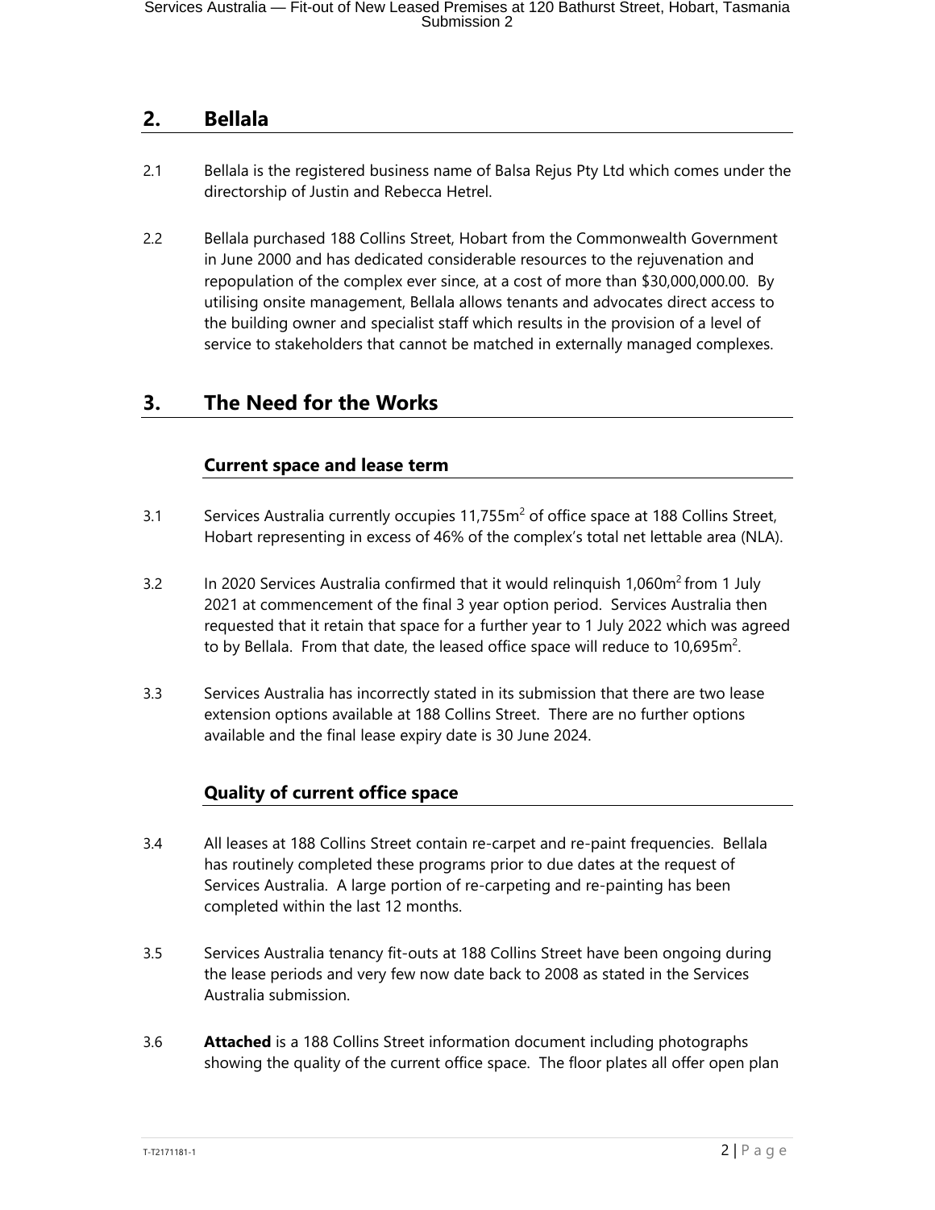## 2. Bellala

2.1 Bellala is the registered business name of Balsa Rejus Pty Ltd which comes under the directorship of Justin and Rebecca Hetrel.

2.2 Bellala purchased 188 Collins Street, Hobart from the Commonwealth Government in June 2000 and has dedicated considerable resources to the rejuvenation and repopulation of the complex ever since, at a cost of more than $30,000,000.00. By utilising onsite management, Bellala allows tenants and advocates direct access to the building owner and specialist staff which results in the provision of a level of service to stakeholders that cannot be matched in externally managed complexes.

## 3. The Need for the Works

### Current space and lease term

3.1 Services Australia currently occupies 11,755m$^2$ of office space at 188 Collins Street, Hobart representing in excess of 46% of the complex's total net lettable area (NLA).

3.2 In 2020 Services Australia confirmed that it would relinquish 1,060m$^2$ from 1 July 2021 at commencement of the final 3 year option period. Services Australia then requested that it retain that space for a further year to 1 July 2022 which was agreed to by Bellala. From that date, the leased office space will reduce to 10,695m$^2$.

3.3 Services Australia has incorrectly stated in its submission that there are two lease extension options available at 188 Collins Street. There are no further options available and the final lease expiry date is 30 June 2024.

### Quality of current office space

3.4 All leases at 188 Collins Street contain re-carpet and re-paint frequencies. Bellala has routinely completed these programs prior to due dates at the request of Services Australia. A large portion of re-carpeting and re-painting has been completed within the last 12 months.

3.5 Services Australia tenancy fit-outs at 188 Collins Street have been ongoing during the lease periods and very few now date back to 2008 as stated in the Services Australia submission.

3.6 **Attached** is a 188 Collins Street information document including photographs showing the quality of the current office space. The floor plates all offer open plan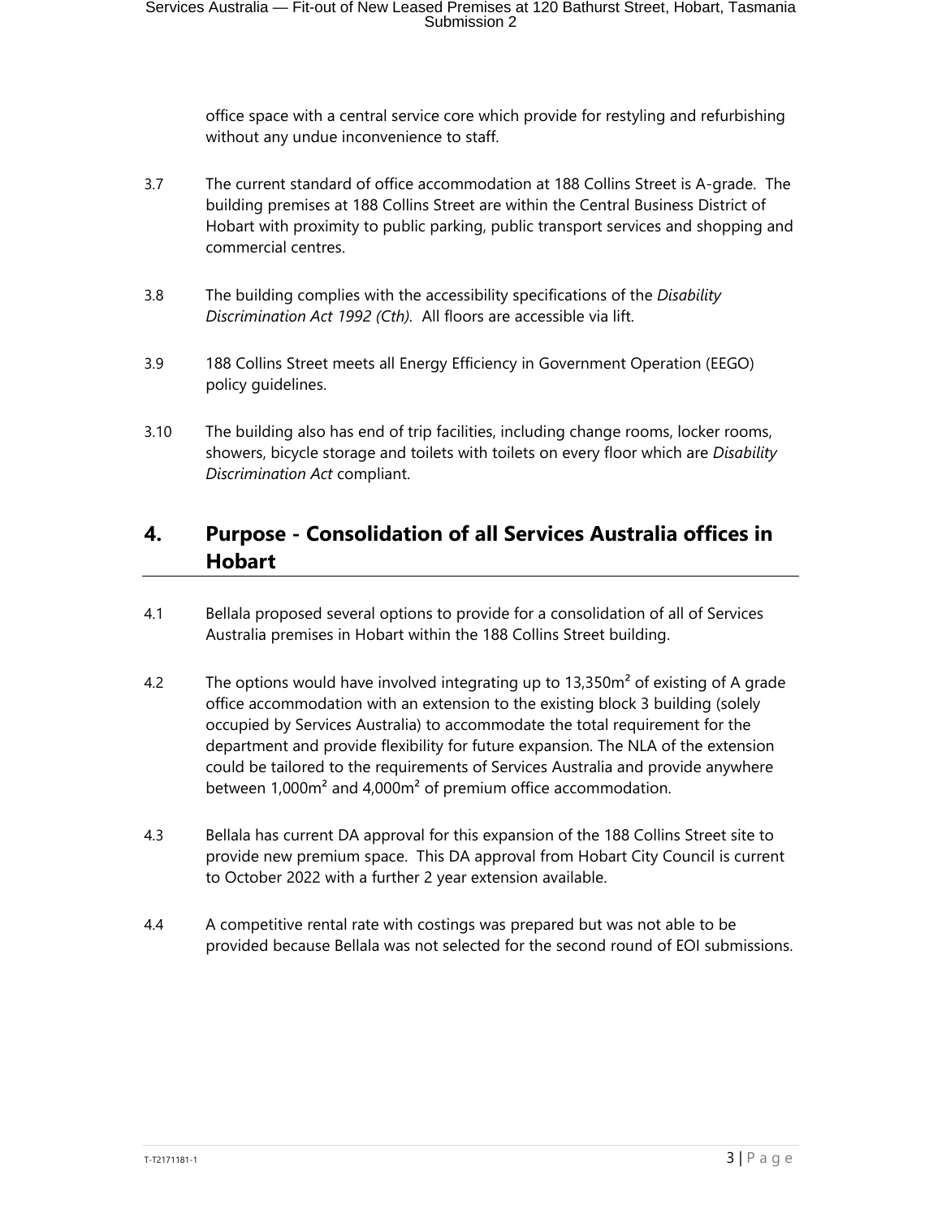office space with a central service core which provide for restyling and refurbishing without any undue inconvenience to staff.

3.7 The current standard of office accommodation at 188 Collins Street is A-grade. The building premises at 188 Collins Street are within the Central Business District of Hobart with proximity to public parking, public transport services and shopping and commercial centres.

3.8 The building complies with the accessibility specifications of the *Disability Discrimination Act 1992 (Cth).* All floors are accessible via lift.

3.9 188 Collins Street meets all Energy Efficiency in Government Operation (EEGO) policy guidelines.

3.10 The building also has end of trip facilities, including change rooms, locker rooms, showers, bicycle storage and toilets with toilets on every floor which are *Disability Discrimination Act* compliant.

## 4. Purpose - Consolidation of all Services Australia offices in Hobart

4.1 Bellala proposed several options to provide for a consolidation of all of Services Australia premises in Hobart within the 188 Collins Street building.

4.2 The options would have involved integrating up to 13,350m² of existing of A grade office accommodation with an extension to the existing block 3 building (solely occupied by Services Australia) to accommodate the total requirement for the department and provide flexibility for future expansion. The NLA of the extension could be tailored to the requirements of Services Australia and provide anywhere between 1,000m² and 4,000m² of premium office accommodation.

4.3 Bellala has current DA approval for this expansion of the 188 Collins Street site to provide new premium space. This DA approval from Hobart City Council is current to October 2022 with a further 2 year extension available.

4.4 A competitive rental rate with costings was prepared but was not able to be provided because Bellala was not selected for the second round of EOI submissions.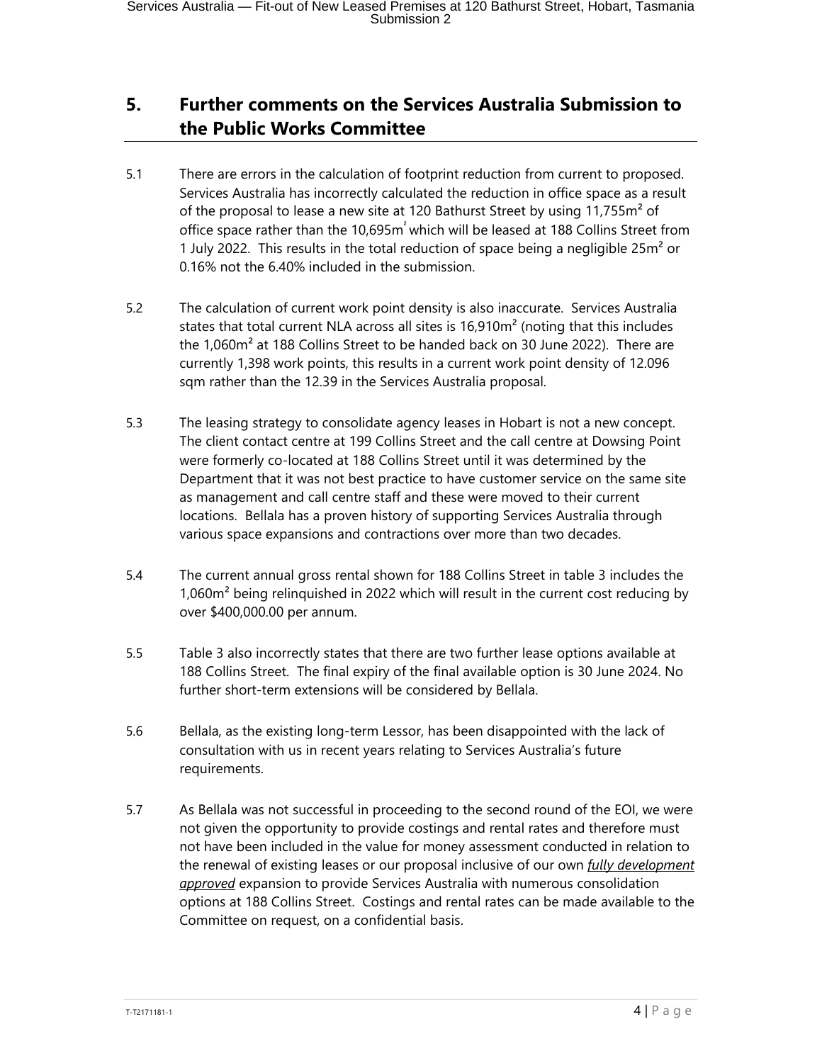## 5. Further comments on the Services Australia Submission to the Public Works Committee

5.1 There are errors in the calculation of footprint reduction from current to proposed. Services Australia has incorrectly calculated the reduction in office space as a result of the proposal to lease a new site at 120 Bathurst Street by using 11,755m² of office space rather than the 10,695m² which will be leased at 188 Collins Street from 1 July 2022. This results in the total reduction of space being a negligible 25m² or 0.16% not the 6.40% included in the submission.

5.2 The calculation of current work point density is also inaccurate. Services Australia states that total current NLA across all sites is 16,910m² (noting that this includes the 1,060m² at 188 Collins Street to be handed back on 30 June 2022). There are currently 1,398 work points, this results in a current work point density of 12.096 sqm rather than the 12.39 in the Services Australia proposal.

5.3 The leasing strategy to consolidate agency leases in Hobart is not a new concept. The client contact centre at 199 Collins Street and the call centre at Dowsing Point were formerly co-located at 188 Collins Street until it was determined by the Department that it was not best practice to have customer service on the same site as management and call centre staff and these were moved to their current locations. Bellala has a proven history of supporting Services Australia through various space expansions and contractions over more than two decades.

5.4 The current annual gross rental shown for 188 Collins Street in table 3 includes the 1,060m² being relinquished in 2022 which will result in the current cost reducing by over $400,000.00 per annum.

5.5 Table 3 also incorrectly states that there are two further lease options available at 188 Collins Street. The final expiry of the final available option is 30 June 2024. No further short-term extensions will be considered by Bellala.

5.6 Bellala, as the existing long-term Lessor, has been disappointed with the lack of consultation with us in recent years relating to Services Australia's future requirements.

5.7 As Bellala was not successful in proceeding to the second round of the EOI, we were not given the opportunity to provide costings and rental rates and therefore must not have been included in the value for money assessment conducted in relation to the renewal of existing leases or our proposal inclusive of our own ***fully development approved*** expansion to provide Services Australia with numerous consolidation options at 188 Collins Street. Costings and rental rates can be made available to the Committee on request, on a confidential basis.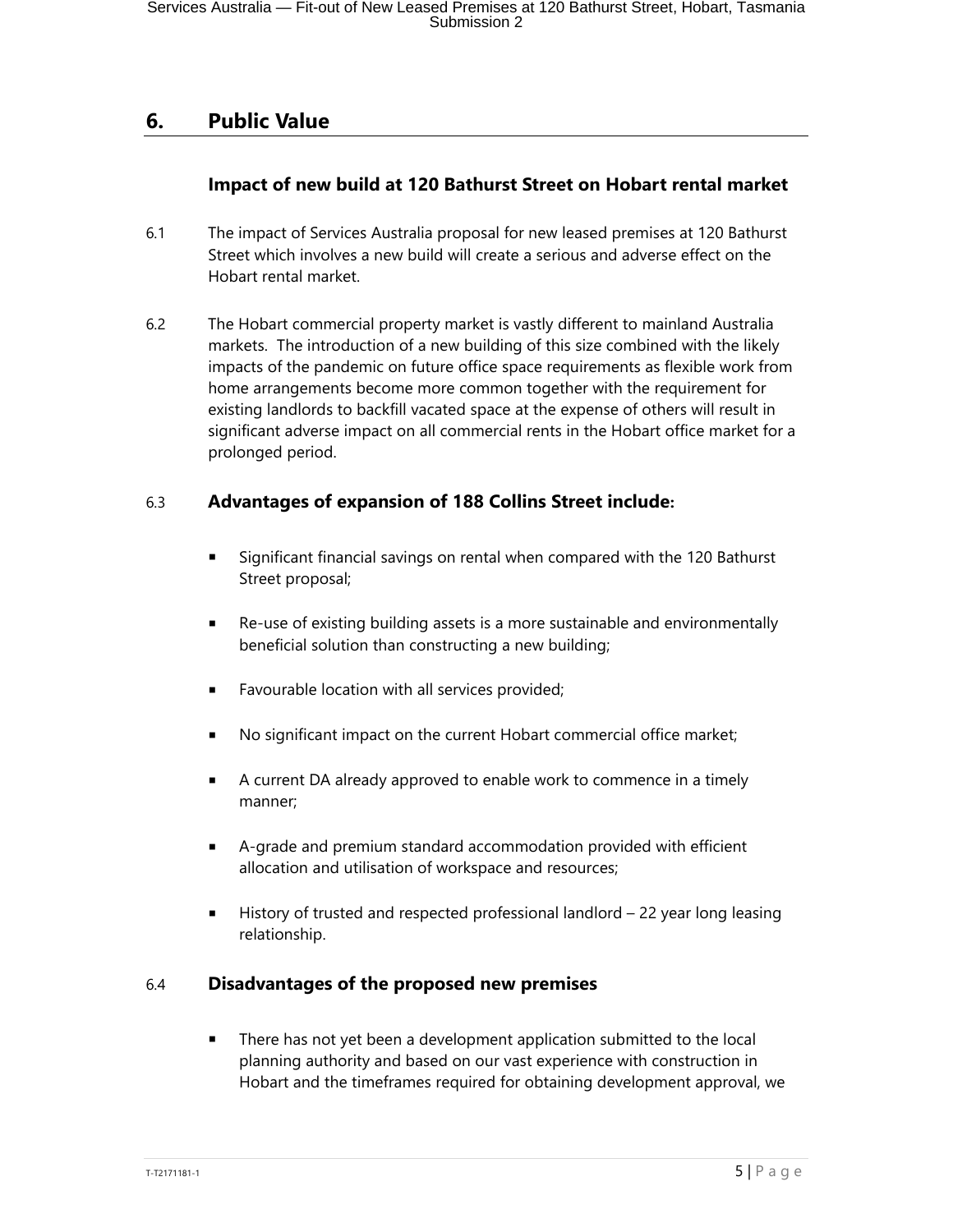## 6. Public Value

### Impact of new build at 120 Bathurst Street on Hobart rental market

6.1 The impact of Services Australia proposal for new leased premises at 120 Bathurst Street which involves a new build will create a serious and adverse effect on the Hobart rental market.

6.2 The Hobart commercial property market is vastly different to mainland Australia markets. The introduction of a new building of this size combined with the likely impacts of the pandemic on future office space requirements as flexible work from home arrangements become more common together with the requirement for existing landlords to backfill vacated space at the expense of others will result in significant adverse impact on all commercial rents in the Hobart office market for a prolonged period.

### 6.3 Advantages of expansion of 188 Collins Street include:

- Significant financial savings on rental when compared with the 120 Bathurst Street proposal;
- Re-use of existing building assets is a more sustainable and environmentally beneficial solution than constructing a new building;
- Favourable location with all services provided;
- No significant impact on the current Hobart commercial office market;
- A current DA already approved to enable work to commence in a timely manner;
- A-grade and premium standard accommodation provided with efficient allocation and utilisation of workspace and resources;
- History of trusted and respected professional landlord – 22 year long leasing relationship.

### 6.4 Disadvantages of the proposed new premises

- There has not yet been a development application submitted to the local planning authority and based on our vast experience with construction in Hobart and the timeframes required for obtaining development approval, we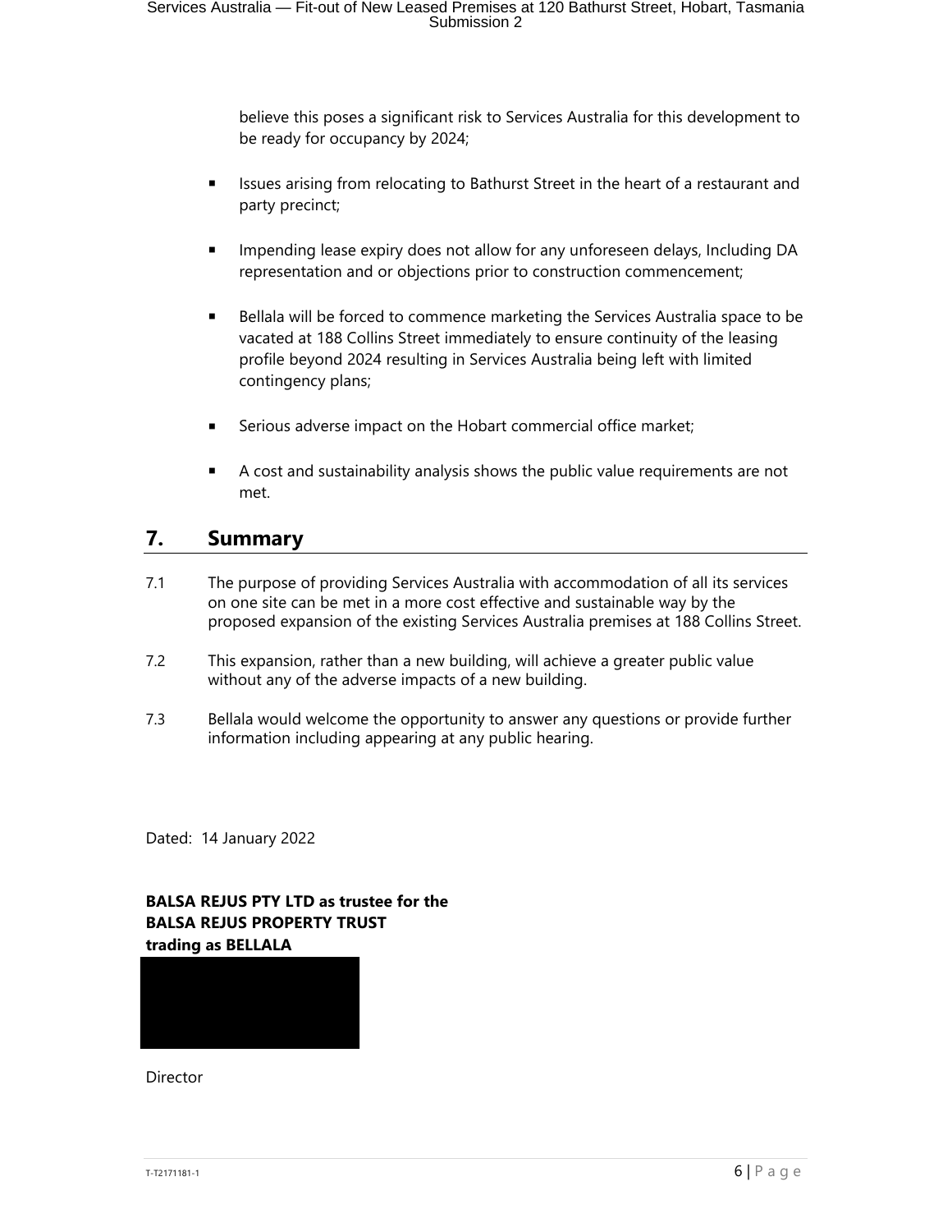believe this poses a significant risk to Services Australia for this development to be ready for occupancy by 2024;

- Issues arising from relocating to Bathurst Street in the heart of a restaurant and party precinct;
- Impending lease expiry does not allow for any unforeseen delays, Including DA representation and or objections prior to construction commencement;
- Bellala will be forced to commence marketing the Services Australia space to be vacated at 188 Collins Street immediately to ensure continuity of the leasing profile beyond 2024 resulting in Services Australia being left with limited contingency plans;
- Serious adverse impact on the Hobart commercial office market;
- A cost and sustainability analysis shows the public value requirements are not met.

## 7. Summary

7.1 The purpose of providing Services Australia with accommodation of all its services on one site can be met in a more cost effective and sustainable way by the proposed expansion of the existing Services Australia premises at 188 Collins Street.

7.2 This expansion, rather than a new building, will achieve a greater public value without any of the adverse impacts of a new building.

7.3 Bellala would welcome the opportunity to answer any questions or provide further information including appearing at any public hearing.

Dated: 14 January 2022

**BALSA REJUS PTY LTD as trustee for the BALSA REJUS PROPERTY TRUST trading as BELLALA**

Director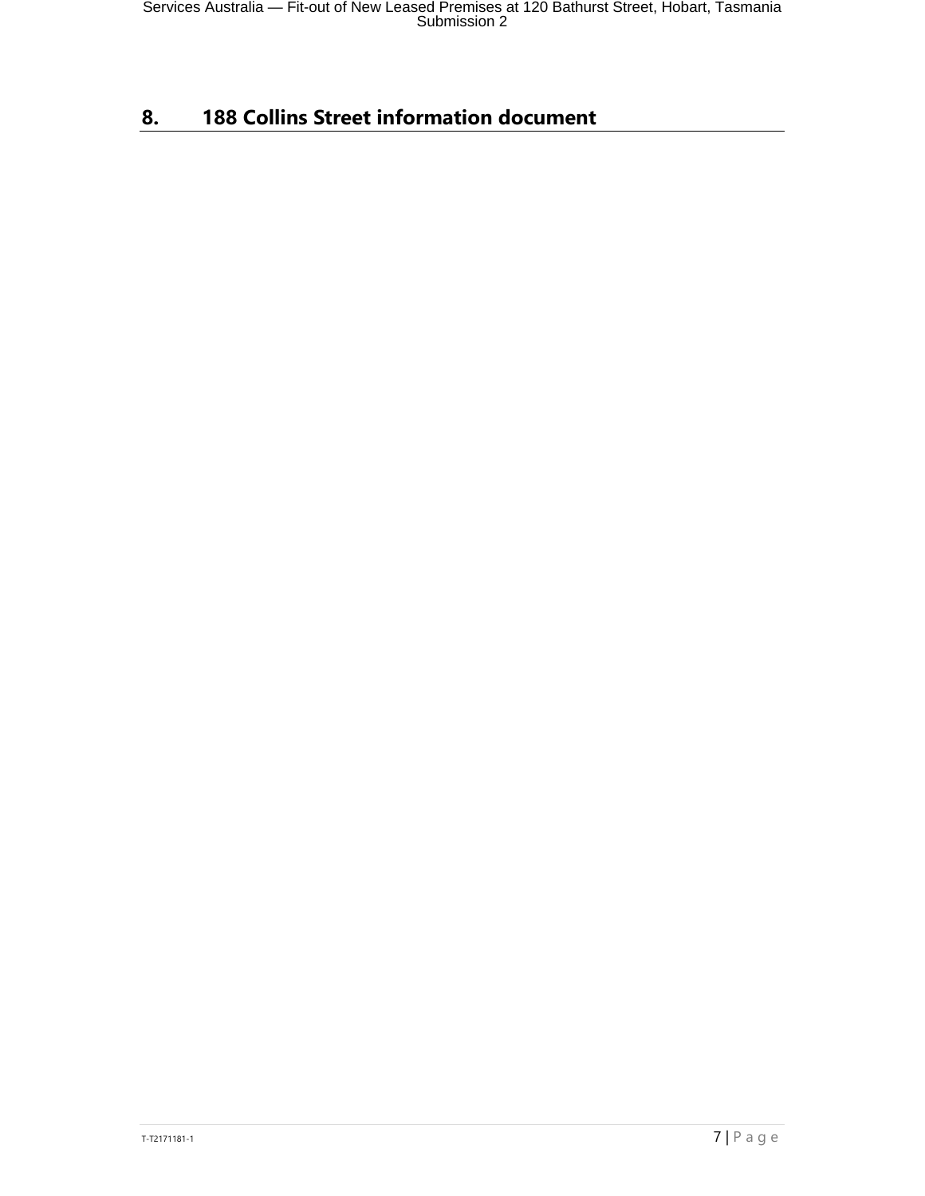## 8. 188 Collins Street information document